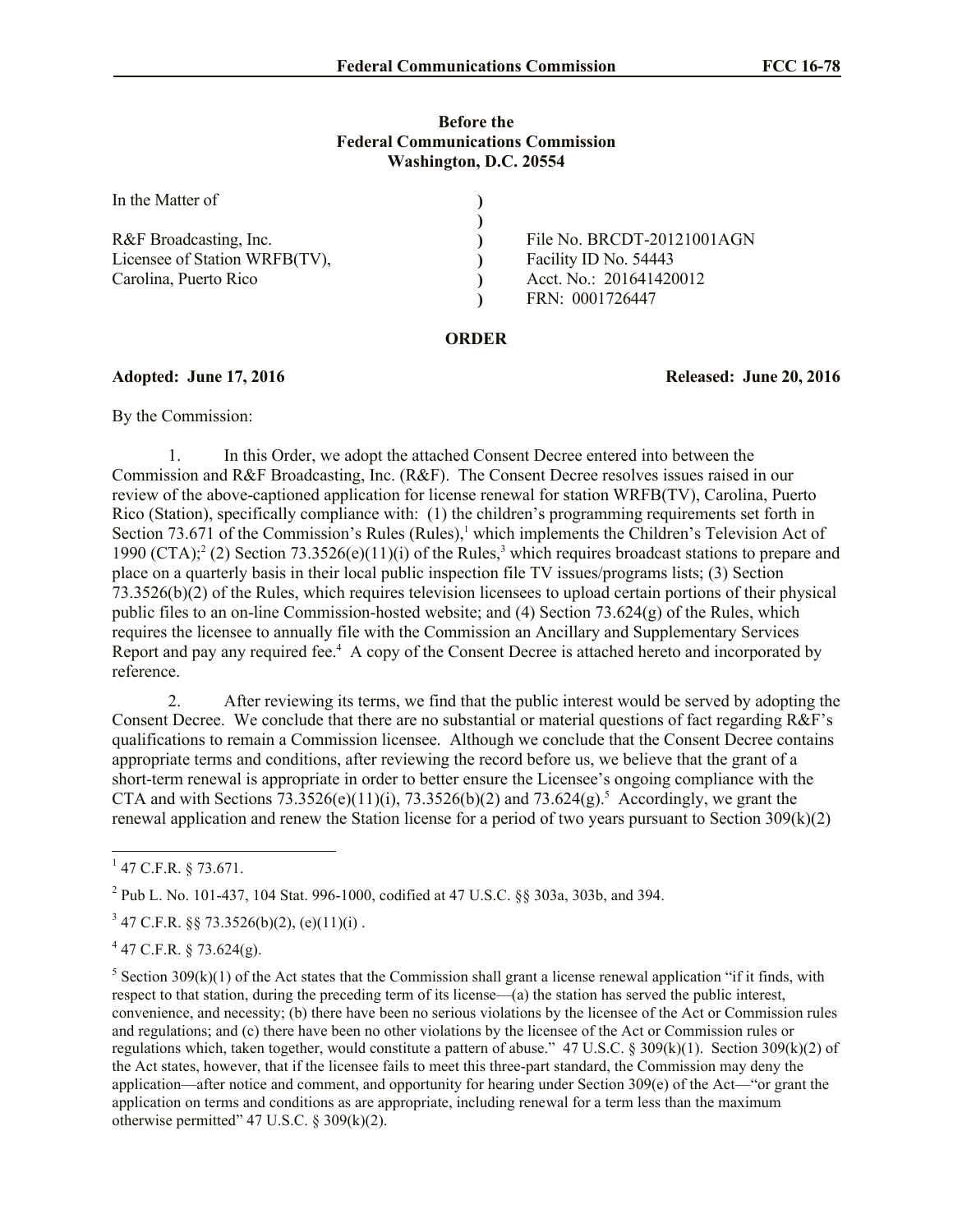**Before the**
**Federal Communications Commission**
**Washington, D.C. 20554**

| In the Matter of | ) | |
|---|---|---|
| | ) | |
| R&F Broadcasting, Inc. | ) | File No. BRCDT-20121001AGN |
| Licensee of Station WRFB(TV), | ) | Facility ID No. 54443 |
| Carolina, Puerto Rico | ) | Acct. No.: 201641420012 |
| | ) | FRN: 0001726447 |

## ORDER

**Adopted: June 17, 2016** **Released: June 20, 2016**

By the Commission:

1. In this Order, we adopt the attached Consent Decree entered into between the Commission and R&F Broadcasting, Inc. (R&F). The Consent Decree resolves issues raised in our review of the above-captioned application for license renewal for station WRFB(TV), Carolina, Puerto Rico (Station), specifically compliance with: (1) the children's programming requirements set forth in Section 73.671 of the Commission's Rules (Rules),[1] which implements the Children's Television Act of 1990 (CTA);[2] (2) Section 73.3526(e)(11)(i) of the Rules,[3] which requires broadcast stations to prepare and place on a quarterly basis in their local public inspection file TV issues/programs lists; (3) Section 73.3526(b)(2) of the Rules, which requires television licensees to upload certain portions of their physical public files to an on-line Commission-hosted website; and (4) Section 73.624(g) of the Rules, which requires the licensee to annually file with the Commission an Ancillary and Supplementary Services Report and pay any required fee.[4] A copy of the Consent Decree is attached hereto and incorporated by reference.

2. After reviewing its terms, we find that the public interest would be served by adopting the Consent Decree. We conclude that there are no substantial or material questions of fact regarding R&F's qualifications to remain a Commission licensee. Although we conclude that the Consent Decree contains appropriate terms and conditions, after reviewing the record before us, we believe that the grant of a short-term renewal is appropriate in order to better ensure the Licensee's ongoing compliance with the CTA and with Sections 73.3526(e)(11)(i), 73.3526(b)(2) and 73.624(g).[5] Accordingly, we grant the renewal application and renew the Station license for a period of two years pursuant to Section 309(k)(2)

---

[1] 47 C.F.R. § 73.671.

[2] Pub L. No. 101-437, 104 Stat. 996-1000, codified at 47 U.S.C. §§ 303a, 303b, and 394.

[3] 47 C.F.R. §§ 73.3526(b)(2), (e)(11)(i) .

[4] 47 C.F.R. § 73.624(g).

[5] Section 309(k)(1) of the Act states that the Commission shall grant a license renewal application "if it finds, with respect to that station, during the preceding term of its license—(a) the station has served the public interest, convenience, and necessity; (b) there have been no serious violations by the licensee of the Act or Commission rules and regulations; and (c) there have been no other violations by the licensee of the Act or Commission rules or regulations which, taken together, would constitute a pattern of abuse." 47 U.S.C. § 309(k)(1). Section 309(k)(2) of the Act states, however, that if the licensee fails to meet this three-part standard, the Commission may deny the application—after notice and comment, and opportunity for hearing under Section 309(e) of the Act—"or grant the application on terms and conditions as are appropriate, including renewal for a term less than the maximum otherwise permitted" 47 U.S.C. § 309(k)(2).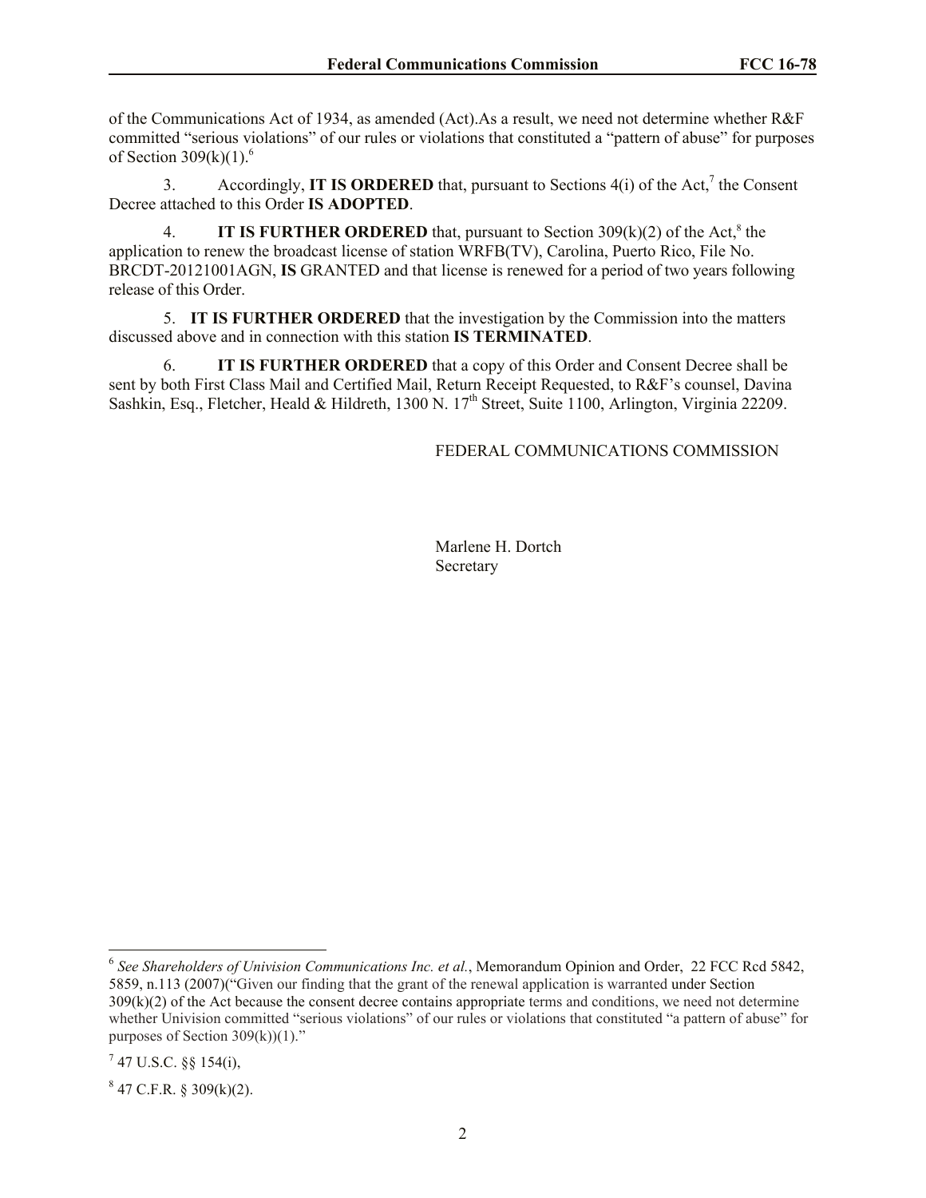of the Communications Act of 1934, as amended (Act).As a result, we need not determine whether R&F committed "serious violations" of our rules or violations that constituted a "pattern of abuse" for purposes of Section 309(k)(1).[6]

3. Accordingly, **IT IS ORDERED** that, pursuant to Sections 4(i) of the Act,[7] the Consent Decree attached to this Order **IS ADOPTED**.

4. **IT IS FURTHER ORDERED** that, pursuant to Section 309(k)(2) of the Act,[8] the application to renew the broadcast license of station WRFB(TV), Carolina, Puerto Rico, File No. BRCDT-20121001AGN, **IS** GRANTED and that license is renewed for a period of two years following release of this Order.

5. **IT IS FURTHER ORDERED** that the investigation by the Commission into the matters discussed above and in connection with this station **IS TERMINATED**.

6. **IT IS FURTHER ORDERED** that a copy of this Order and Consent Decree shall be sent by both First Class Mail and Certified Mail, Return Receipt Requested, to R&F's counsel, Davina Sashkin, Esq., Fletcher, Heald & Hildreth, 1300 N. 17th Street, Suite 1100, Arlington, Virginia 22209.

FEDERAL COMMUNICATIONS COMMISSION

Marlene H. Dortch
Secretary

---

[6] *See Shareholders of Univision Communications Inc. et al.*, Memorandum Opinion and Order, 22 FCC Rcd 5842, 5859, n.113 (2007)("Given our finding that the grant of the renewal application is warranted under Section 309(k)(2) of the Act because the consent decree contains appropriate terms and conditions, we need not determine whether Univision committed "serious violations" of our rules or violations that constituted "a pattern of abuse" for purposes of Section 309(k))(1)."

[7] 47 U.S.C. §§ 154(i),

[8] 47 C.F.R. § 309(k)(2).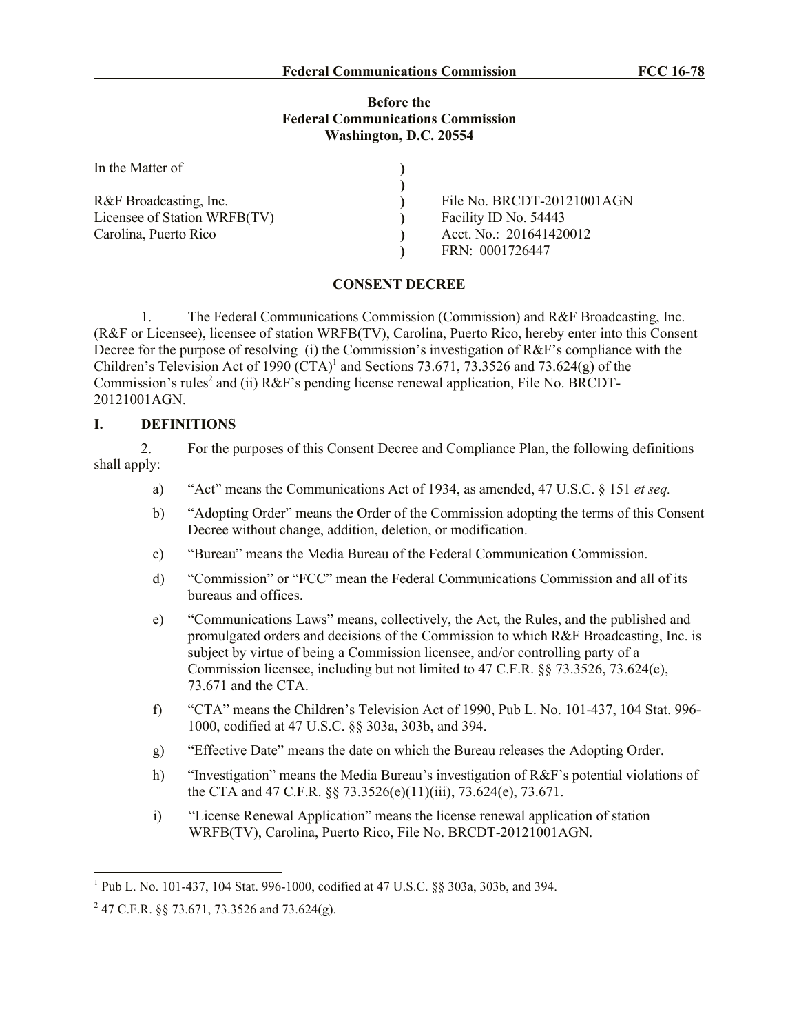**Before the**
**Federal Communications Commission**
**Washington, D.C. 20554**

| In the Matter of | ) | |
|---|---|---|
| | ) | |
| R&F Broadcasting, Inc. | ) | File No. BRCDT-20121001AGN |
| Licensee of Station WRFB(TV) | ) | Facility ID No. 54443 |
| Carolina, Puerto Rico | ) | Acct. No.: 201641420012 |
| | ) | FRN: 0001726447 |

**CONSENT DECREE**

1. The Federal Communications Commission (Commission) and R&F Broadcasting, Inc. (R&F or Licensee), licensee of station WRFB(TV), Carolina, Puerto Rico, hereby enter into this Consent Decree for the purpose of resolving (i) the Commission's investigation of R&F's compliance with the Children's Television Act of 1990 (CTA)[1] and Sections 73.671, 73.3526 and 73.624(g) of the Commission's rules[2] and (ii) R&F's pending license renewal application, File No. BRCDT-20121001AGN.

## I. DEFINITIONS

2. For the purposes of this Consent Decree and Compliance Plan, the following definitions shall apply:

a) "Act" means the Communications Act of 1934, as amended, 47 U.S.C. § 151 *et seq.*

b) "Adopting Order" means the Order of the Commission adopting the terms of this Consent Decree without change, addition, deletion, or modification.

c) "Bureau" means the Media Bureau of the Federal Communication Commission.

d) "Commission" or "FCC" mean the Federal Communications Commission and all of its bureaus and offices.

e) "Communications Laws" means, collectively, the Act, the Rules, and the published and promulgated orders and decisions of the Commission to which R&F Broadcasting, Inc. is subject by virtue of being a Commission licensee, and/or controlling party of a Commission licensee, including but not limited to 47 C.F.R. §§ 73.3526, 73.624(e), 73.671 and the CTA.

f) "CTA" means the Children's Television Act of 1990, Pub L. No. 101-437, 104 Stat. 996-1000, codified at 47 U.S.C. §§ 303a, 303b, and 394.

g) "Effective Date" means the date on which the Bureau releases the Adopting Order.

h) "Investigation" means the Media Bureau's investigation of R&F's potential violations of the CTA and 47 C.F.R. §§ 73.3526(e)(11)(iii), 73.624(e), 73.671.

i) "License Renewal Application" means the license renewal application of station WRFB(TV), Carolina, Puerto Rico, File No. BRCDT-20121001AGN.

---

[1] Pub L. No. 101-437, 104 Stat. 996-1000, codified at 47 U.S.C. §§ 303a, 303b, and 394.

[2] 47 C.F.R. §§ 73.671, 73.3526 and 73.624(g).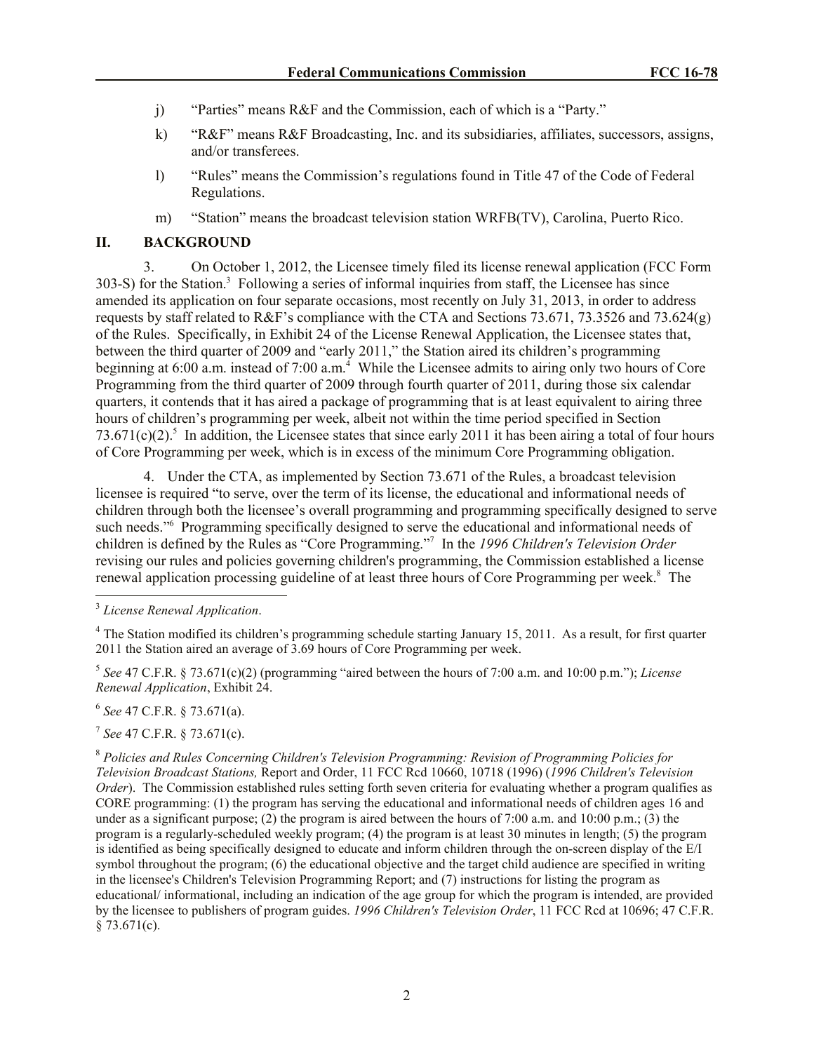j) "Parties" means R&F and the Commission, each of which is a "Party."

k) "R&F" means R&F Broadcasting, Inc. and its subsidiaries, affiliates, successors, assigns, and/or transferees.

l) "Rules" means the Commission's regulations found in Title 47 of the Code of Federal Regulations.

m) "Station" means the broadcast television station WRFB(TV), Carolina, Puerto Rico.

## II. BACKGROUND

3. On October 1, 2012, the Licensee timely filed its license renewal application (FCC Form 303-S) for the Station.[3] Following a series of informal inquiries from staff, the Licensee has since amended its application on four separate occasions, most recently on July 31, 2013, in order to address requests by staff related to R&F's compliance with the CTA and Sections 73.671, 73.3526 and 73.624(g) of the Rules. Specifically, in Exhibit 24 of the License Renewal Application, the Licensee states that, between the third quarter of 2009 and "early 2011," the Station aired its children's programming beginning at 6:00 a.m. instead of 7:00 a.m.[4] While the Licensee admits to airing only two hours of Core Programming from the third quarter of 2009 through fourth quarter of 2011, during those six calendar quarters, it contends that it has aired a package of programming that is at least equivalent to airing three hours of children's programming per week, albeit not within the time period specified in Section 73.671(c)(2).[5] In addition, the Licensee states that since early 2011 it has been airing a total of four hours of Core Programming per week, which is in excess of the minimum Core Programming obligation.

4. Under the CTA, as implemented by Section 73.671 of the Rules, a broadcast television licensee is required "to serve, over the term of its license, the educational and informational needs of children through both the licensee's overall programming and programming specifically designed to serve such needs."[6] Programming specifically designed to serve the educational and informational needs of children is defined by the Rules as "Core Programming."[7] In the *1996 Children's Television Order* revising our rules and policies governing children's programming, the Commission established a license renewal application processing guideline of at least three hours of Core Programming per week.[8] The

---

[3] *License Renewal Application*.

[4] The Station modified its children's programming schedule starting January 15, 2011. As a result, for first quarter 2011 the Station aired an average of 3.69 hours of Core Programming per week.

[5] *See* 47 C.F.R. § 73.671(c)(2) (programming "aired between the hours of 7:00 a.m. and 10:00 p.m."); *License Renewal Application*, Exhibit 24.

[6] *See* 47 C.F.R. § 73.671(a).

[7] *See* 47 C.F.R. § 73.671(c).

[8] *Policies and Rules Concerning Children's Television Programming: Revision of Programming Policies for Television Broadcast Stations,* Report and Order, 11 FCC Rcd 10660, 10718 (1996) (*1996 Children's Television Order*). The Commission established rules setting forth seven criteria for evaluating whether a program qualifies as CORE programming: (1) the program has serving the educational and informational needs of children ages 16 and under as a significant purpose; (2) the program is aired between the hours of 7:00 a.m. and 10:00 p.m.; (3) the program is a regularly-scheduled weekly program; (4) the program is at least 30 minutes in length; (5) the program is identified as being specifically designed to educate and inform children through the on-screen display of the E/I symbol throughout the program; (6) the educational objective and the target child audience are specified in writing in the licensee's Children's Television Programming Report; and (7) instructions for listing the program as educational/ informational, including an indication of the age group for which the program is intended, are provided by the licensee to publishers of program guides. *1996 Children's Television Order*, 11 FCC Rcd at 10696; 47 C.F.R. § 73.671(c).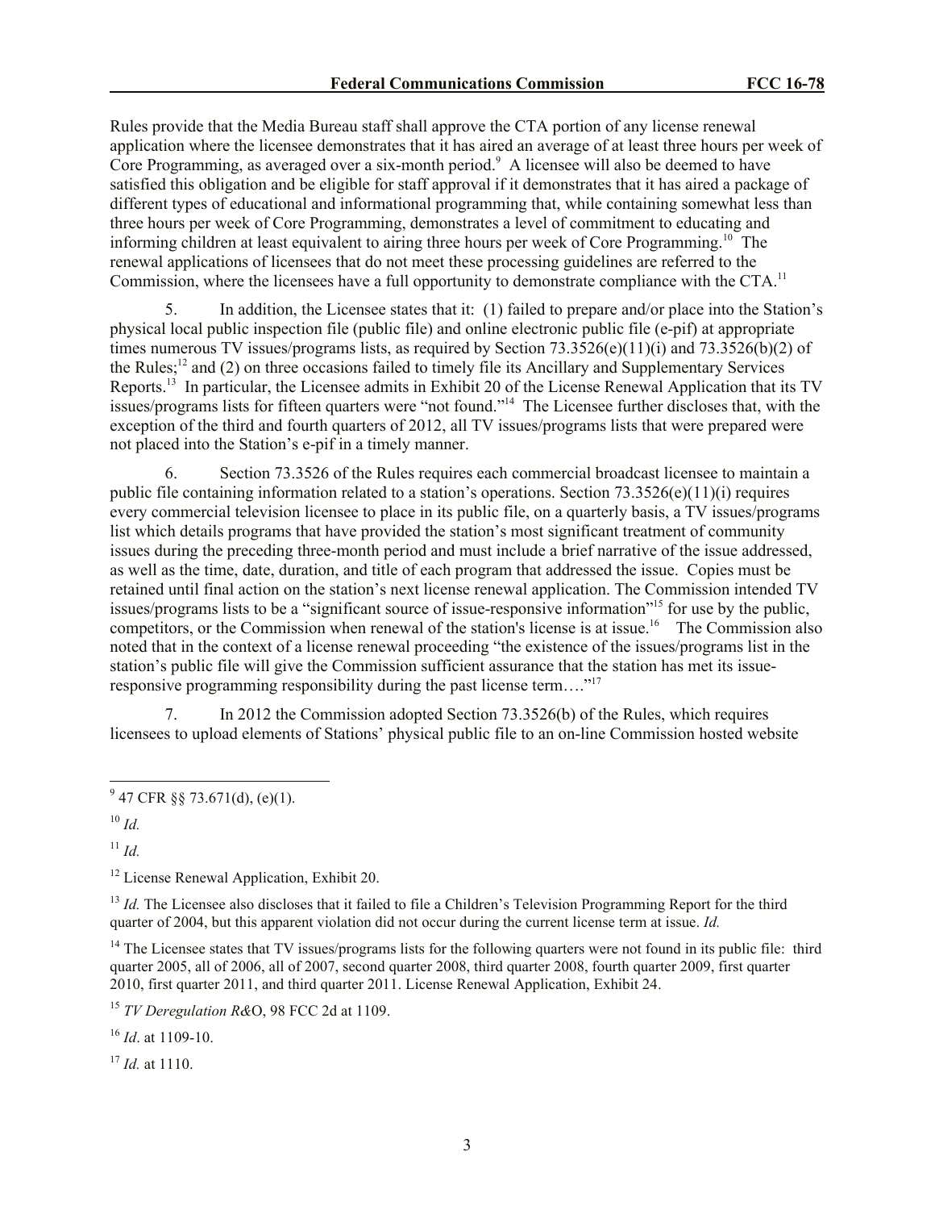Rules provide that the Media Bureau staff shall approve the CTA portion of any license renewal application where the licensee demonstrates that it has aired an average of at least three hours per week of Core Programming, as averaged over a six-month period.[9] A licensee will also be deemed to have satisfied this obligation and be eligible for staff approval if it demonstrates that it has aired a package of different types of educational and informational programming that, while containing somewhat less than three hours per week of Core Programming, demonstrates a level of commitment to educating and informing children at least equivalent to airing three hours per week of Core Programming.[10] The renewal applications of licensees that do not meet these processing guidelines are referred to the Commission, where the licensees have a full opportunity to demonstrate compliance with the CTA.[11]

5. In addition, the Licensee states that it: (1) failed to prepare and/or place into the Station's physical local public inspection file (public file) and online electronic public file (e-pif) at appropriate times numerous TV issues/programs lists, as required by Section 73.3526(e)(11)(i) and 73.3526(b)(2) of the Rules;[12] and (2) on three occasions failed to timely file its Ancillary and Supplementary Services Reports.[13] In particular, the Licensee admits in Exhibit 20 of the License Renewal Application that its TV issues/programs lists for fifteen quarters were "not found."[14] The Licensee further discloses that, with the exception of the third and fourth quarters of 2012, all TV issues/programs lists that were prepared were not placed into the Station's e-pif in a timely manner.

6. Section 73.3526 of the Rules requires each commercial broadcast licensee to maintain a public file containing information related to a station's operations. Section 73.3526(e)(11)(i) requires every commercial television licensee to place in its public file, on a quarterly basis, a TV issues/programs list which details programs that have provided the station's most significant treatment of community issues during the preceding three-month period and must include a brief narrative of the issue addressed, as well as the time, date, duration, and title of each program that addressed the issue. Copies must be retained until final action on the station's next license renewal application. The Commission intended TV issues/programs lists to be a "significant source of issue-responsive information"[15] for use by the public, competitors, or the Commission when renewal of the station's license is at issue.[16] The Commission also noted that in the context of a license renewal proceeding "the existence of the issues/programs list in the station's public file will give the Commission sufficient assurance that the station has met its issue-responsive programming responsibility during the past license term…."[17]

7. In 2012 the Commission adopted Section 73.3526(b) of the Rules, which requires licensees to upload elements of Stations' physical public file to an on-line Commission hosted website

---

[9] 47 CFR §§ 73.671(d), (e)(1).

[10] *Id.*

[11] *Id.*

[12] License Renewal Application, Exhibit 20.

[13] *Id.* The Licensee also discloses that it failed to file a Children's Television Programming Report for the third quarter of 2004, but this apparent violation did not occur during the current license term at issue. *Id.*

[14] The Licensee states that TV issues/programs lists for the following quarters were not found in its public file: third quarter 2005, all of 2006, all of 2007, second quarter 2008, third quarter 2008, fourth quarter 2009, first quarter 2010, first quarter 2011, and third quarter 2011. License Renewal Application, Exhibit 24.

[15] *TV Deregulation R&O*, 98 FCC 2d at 1109.

[16] *Id*. at 1109-10.

[17] *Id.* at 1110.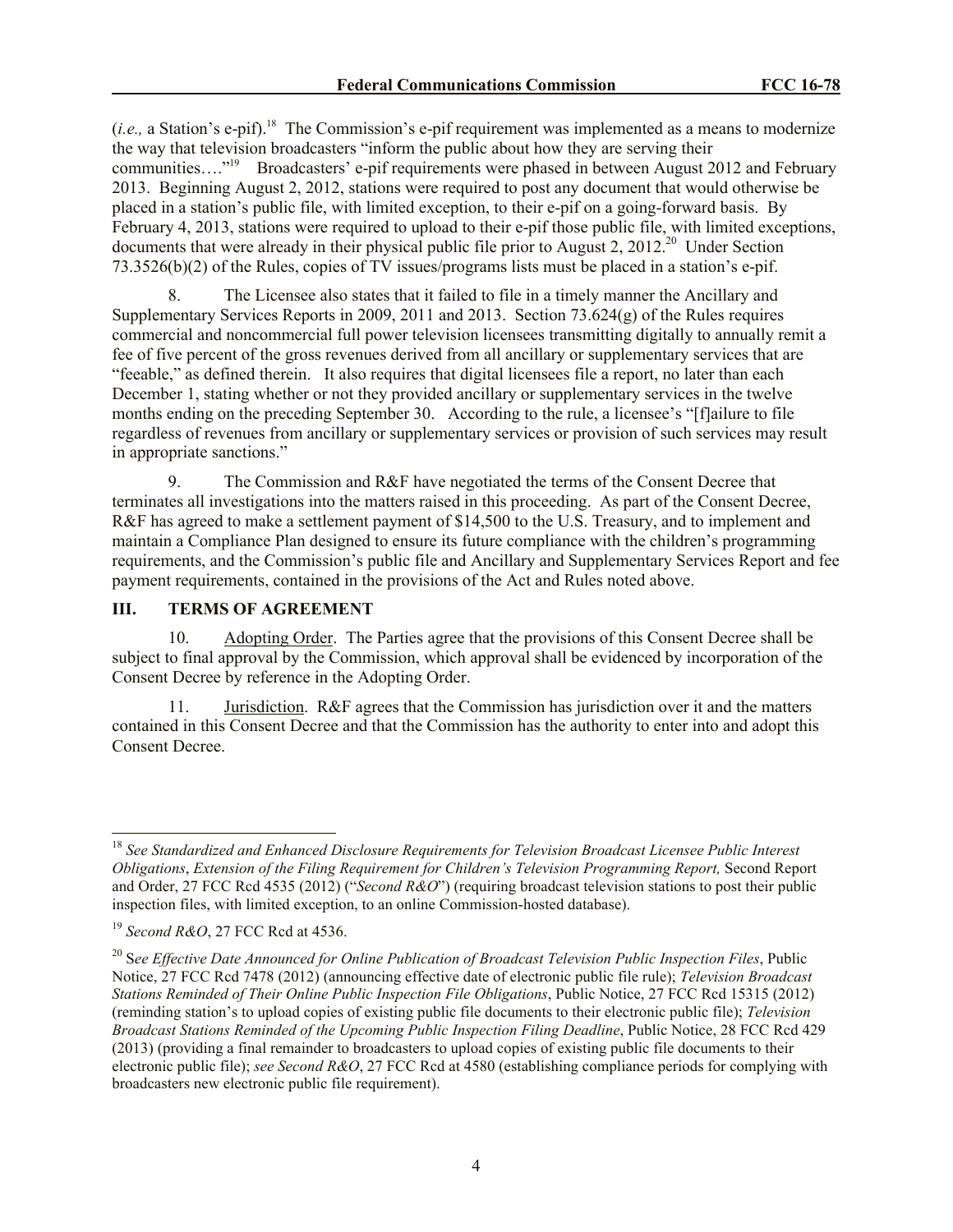(*i.e.,* a Station's e-pif).[18] The Commission's e-pif requirement was implemented as a means to modernize the way that television broadcasters "inform the public about how they are serving their communities…."[19] Broadcasters' e-pif requirements were phased in between August 2012 and February 2013. Beginning August 2, 2012, stations were required to post any document that would otherwise be placed in a station's public file, with limited exception, to their e-pif on a going-forward basis. By February 4, 2013, stations were required to upload to their e-pif those public file, with limited exceptions, documents that were already in their physical public file prior to August 2, 2012.[20] Under Section 73.3526(b)(2) of the Rules, copies of TV issues/programs lists must be placed in a station's e-pif.

8. The Licensee also states that it failed to file in a timely manner the Ancillary and Supplementary Services Reports in 2009, 2011 and 2013. Section 73.624(g) of the Rules requires commercial and noncommercial full power television licensees transmitting digitally to annually remit a fee of five percent of the gross revenues derived from all ancillary or supplementary services that are "feeable," as defined therein. It also requires that digital licensees file a report, no later than each December 1, stating whether or not they provided ancillary or supplementary services in the twelve months ending on the preceding September 30. According to the rule, a licensee's "[f]ailure to file regardless of revenues from ancillary or supplementary services or provision of such services may result in appropriate sanctions."

9. The Commission and R&F have negotiated the terms of the Consent Decree that terminates all investigations into the matters raised in this proceeding. As part of the Consent Decree, R&F has agreed to make a settlement payment of $14,500 to the U.S. Treasury, and to implement and maintain a Compliance Plan designed to ensure its future compliance with the children's programming requirements, and the Commission's public file and Ancillary and Supplementary Services Report and fee payment requirements, contained in the provisions of the Act and Rules noted above.

## III. TERMS OF AGREEMENT

10. Adopting Order. The Parties agree that the provisions of this Consent Decree shall be subject to final approval by the Commission, which approval shall be evidenced by incorporation of the Consent Decree by reference in the Adopting Order.

11. Jurisdiction. R&F agrees that the Commission has jurisdiction over it and the matters contained in this Consent Decree and that the Commission has the authority to enter into and adopt this Consent Decree.

---

[18] *See Standardized and Enhanced Disclosure Requirements for Television Broadcast Licensee Public Interest Obligations*, *Extension of the Filing Requirement for Children's Television Programming Report,* Second Report and Order, 27 FCC Rcd 4535 (2012) ("*Second R&O*") (requiring broadcast television stations to post their public inspection files, with limited exception, to an online Commission-hosted database).

[19] *Second R&O*, 27 FCC Rcd at 4536.

[20] S*ee Effective Date Announced for Online Publication of Broadcast Television Public Inspection Files*, Public Notice, 27 FCC Rcd 7478 (2012) (announcing effective date of electronic public file rule); *Television Broadcast Stations Reminded of Their Online Public Inspection File Obligations*, Public Notice, 27 FCC Rcd 15315 (2012) (reminding station's to upload copies of existing public file documents to their electronic public file); *Television Broadcast Stations Reminded of the Upcoming Public Inspection Filing Deadline*, Public Notice, 28 FCC Rcd 429 (2013) (providing a final remainder to broadcasters to upload copies of existing public file documents to their electronic public file); *see Second R&O*, 27 FCC Rcd at 4580 (establishing compliance periods for complying with broadcasters new electronic public file requirement).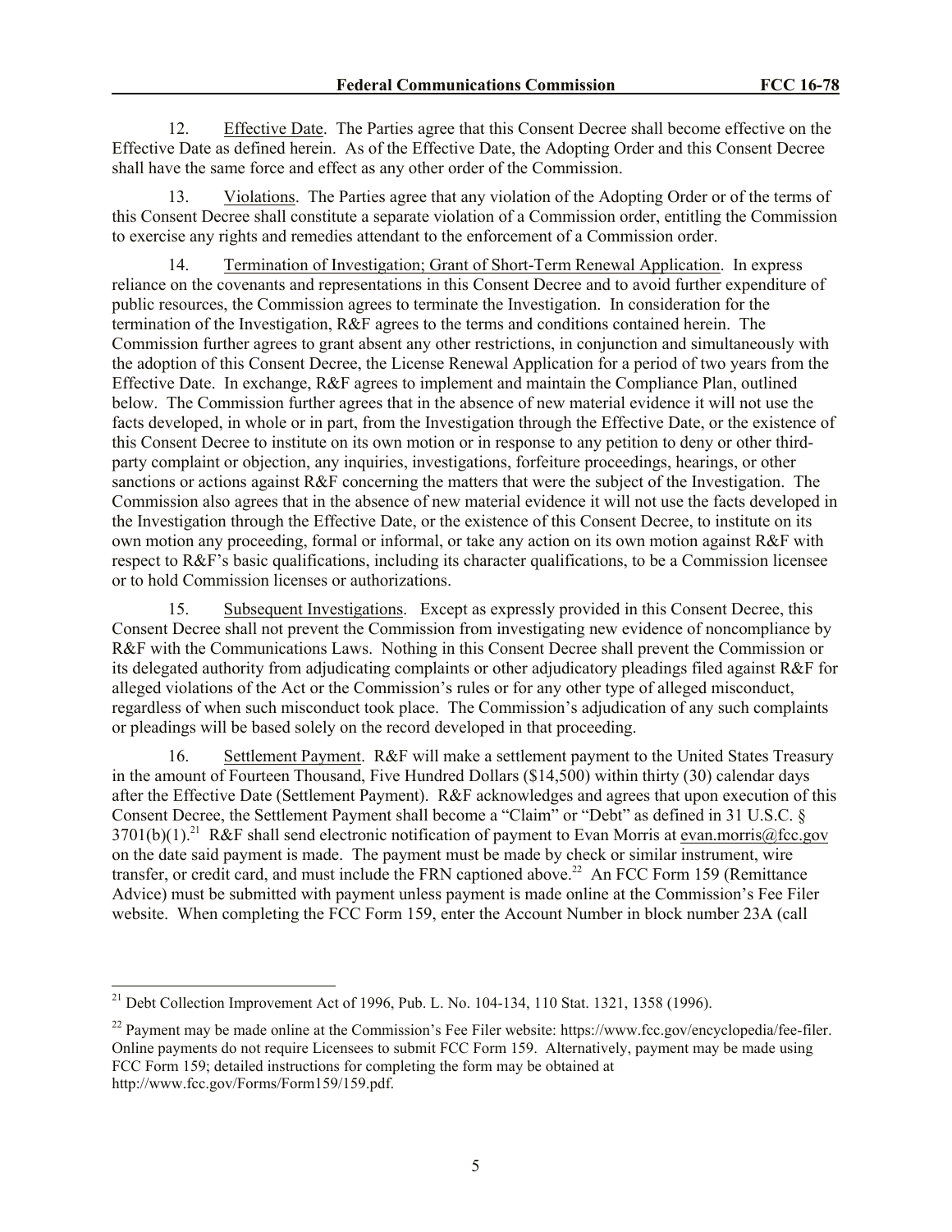12. Effective Date. The Parties agree that this Consent Decree shall become effective on the Effective Date as defined herein. As of the Effective Date, the Adopting Order and this Consent Decree shall have the same force and effect as any other order of the Commission.

13. Violations. The Parties agree that any violation of the Adopting Order or of the terms of this Consent Decree shall constitute a separate violation of a Commission order, entitling the Commission to exercise any rights and remedies attendant to the enforcement of a Commission order.

14. Termination of Investigation; Grant of Short-Term Renewal Application. In express reliance on the covenants and representations in this Consent Decree and to avoid further expenditure of public resources, the Commission agrees to terminate the Investigation. In consideration for the termination of the Investigation, R&F agrees to the terms and conditions contained herein. The Commission further agrees to grant absent any other restrictions, in conjunction and simultaneously with the adoption of this Consent Decree, the License Renewal Application for a period of two years from the Effective Date. In exchange, R&F agrees to implement and maintain the Compliance Plan, outlined below. The Commission further agrees that in the absence of new material evidence it will not use the facts developed, in whole or in part, from the Investigation through the Effective Date, or the existence of this Consent Decree to institute on its own motion or in response to any petition to deny or other third-party complaint or objection, any inquiries, investigations, forfeiture proceedings, hearings, or other sanctions or actions against R&F concerning the matters that were the subject of the Investigation. The Commission also agrees that in the absence of new material evidence it will not use the facts developed in the Investigation through the Effective Date, or the existence of this Consent Decree, to institute on its own motion any proceeding, formal or informal, or take any action on its own motion against R&F with respect to R&F's basic qualifications, including its character qualifications, to be a Commission licensee or to hold Commission licenses or authorizations.

15. Subsequent Investigations. Except as expressly provided in this Consent Decree, this Consent Decree shall not prevent the Commission from investigating new evidence of noncompliance by R&F with the Communications Laws. Nothing in this Consent Decree shall prevent the Commission or its delegated authority from adjudicating complaints or other adjudicatory pleadings filed against R&F for alleged violations of the Act or the Commission's rules or for any other type of alleged misconduct, regardless of when such misconduct took place. The Commission's adjudication of any such complaints or pleadings will be based solely on the record developed in that proceeding.

16. Settlement Payment. R&F will make a settlement payment to the United States Treasury in the amount of Fourteen Thousand, Five Hundred Dollars ($14,500) within thirty (30) calendar days after the Effective Date (Settlement Payment). R&F acknowledges and agrees that upon execution of this Consent Decree, the Settlement Payment shall become a "Claim" or "Debt" as defined in 31 U.S.C. § 3701(b)(1).[21] R&F shall send electronic notification of payment to Evan Morris at evan.morris@fcc.gov on the date said payment is made. The payment must be made by check or similar instrument, wire transfer, or credit card, and must include the FRN captioned above.[22] An FCC Form 159 (Remittance Advice) must be submitted with payment unless payment is made online at the Commission's Fee Filer website. When completing the FCC Form 159, enter the Account Number in block number 23A (call

---

[21] Debt Collection Improvement Act of 1996, Pub. L. No. 104-134, 110 Stat. 1321, 1358 (1996).

[22] Payment may be made online at the Commission's Fee Filer website: https://www.fcc.gov/encyclopedia/fee-filer. Online payments do not require Licensees to submit FCC Form 159. Alternatively, payment may be made using FCC Form 159; detailed instructions for completing the form may be obtained at http://www.fcc.gov/Forms/Form159/159.pdf.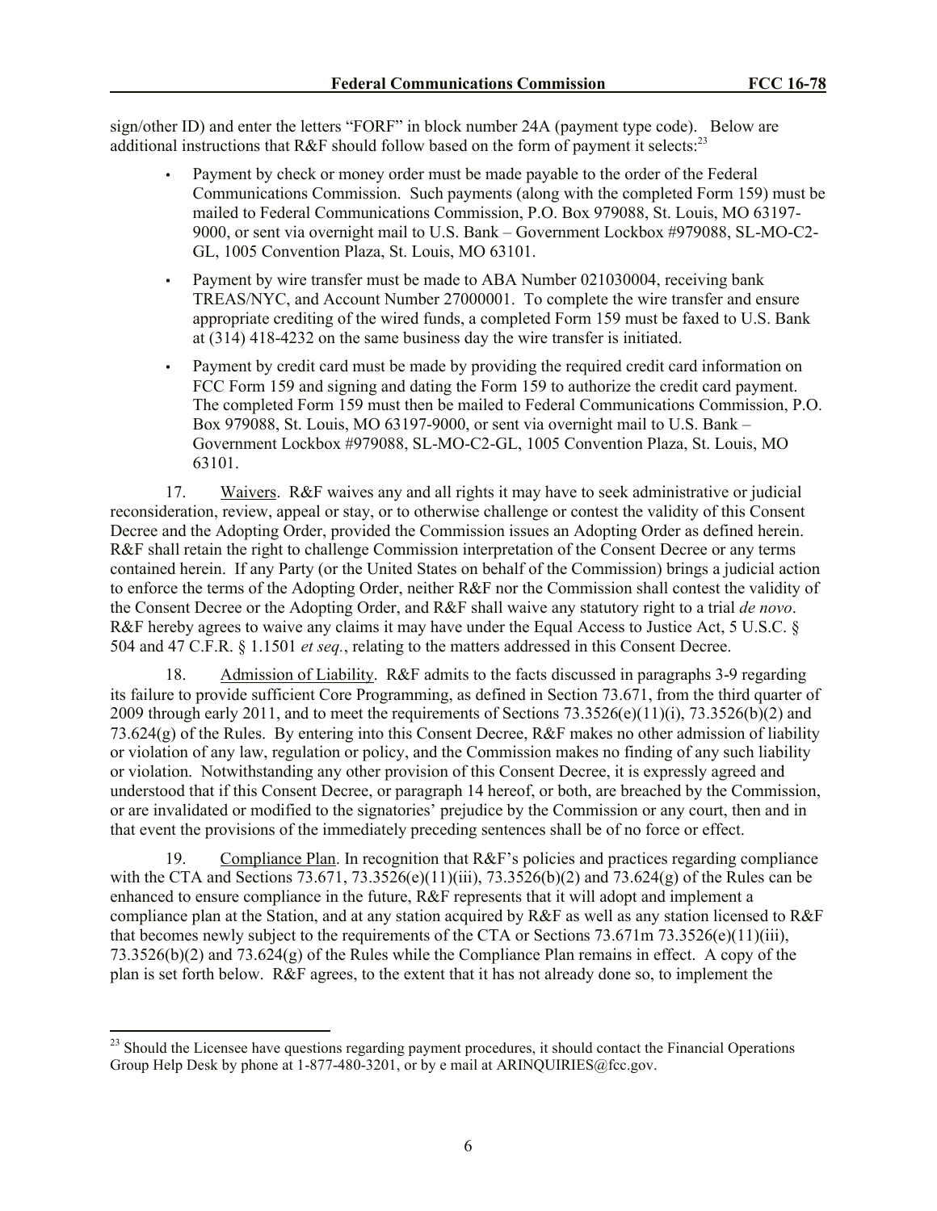sign/other ID) and enter the letters "FORF" in block number 24A (payment type code). Below are additional instructions that R&F should follow based on the form of payment it selects:[23]

- Payment by check or money order must be made payable to the order of the Federal Communications Commission. Such payments (along with the completed Form 159) must be mailed to Federal Communications Commission, P.O. Box 979088, St. Louis, MO 63197-9000, or sent via overnight mail to U.S. Bank – Government Lockbox #979088, SL-MO-C2-GL, 1005 Convention Plaza, St. Louis, MO 63101.
- Payment by wire transfer must be made to ABA Number 021030004, receiving bank TREAS/NYC, and Account Number 27000001. To complete the wire transfer and ensure appropriate crediting of the wired funds, a completed Form 159 must be faxed to U.S. Bank at (314) 418-4232 on the same business day the wire transfer is initiated.
- Payment by credit card must be made by providing the required credit card information on FCC Form 159 and signing and dating the Form 159 to authorize the credit card payment. The completed Form 159 must then be mailed to Federal Communications Commission, P.O. Box 979088, St. Louis, MO 63197-9000, or sent via overnight mail to U.S. Bank – Government Lockbox #979088, SL-MO-C2-GL, 1005 Convention Plaza, St. Louis, MO 63101.

17. Waivers. R&F waives any and all rights it may have to seek administrative or judicial reconsideration, review, appeal or stay, or to otherwise challenge or contest the validity of this Consent Decree and the Adopting Order, provided the Commission issues an Adopting Order as defined herein. R&F shall retain the right to challenge Commission interpretation of the Consent Decree or any terms contained herein. If any Party (or the United States on behalf of the Commission) brings a judicial action to enforce the terms of the Adopting Order, neither R&F nor the Commission shall contest the validity of the Consent Decree or the Adopting Order, and R&F shall waive any statutory right to a trial *de novo*. R&F hereby agrees to waive any claims it may have under the Equal Access to Justice Act, 5 U.S.C. § 504 and 47 C.F.R. § 1.1501 *et seq.*, relating to the matters addressed in this Consent Decree.

18. Admission of Liability. R&F admits to the facts discussed in paragraphs 3-9 regarding its failure to provide sufficient Core Programming, as defined in Section 73.671, from the third quarter of 2009 through early 2011, and to meet the requirements of Sections 73.3526(e)(11)(i), 73.3526(b)(2) and 73.624(g) of the Rules. By entering into this Consent Decree, R&F makes no other admission of liability or violation of any law, regulation or policy, and the Commission makes no finding of any such liability or violation. Notwithstanding any other provision of this Consent Decree, it is expressly agreed and understood that if this Consent Decree, or paragraph 14 hereof, or both, are breached by the Commission, or are invalidated or modified to the signatories' prejudice by the Commission or any court, then and in that event the provisions of the immediately preceding sentences shall be of no force or effect.

19. Compliance Plan. In recognition that R&F's policies and practices regarding compliance with the CTA and Sections 73.671, 73.3526(e)(11)(iii), 73.3526(b)(2) and 73.624(g) of the Rules can be enhanced to ensure compliance in the future, R&F represents that it will adopt and implement a compliance plan at the Station, and at any station acquired by R&F as well as any station licensed to R&F that becomes newly subject to the requirements of the CTA or Sections 73.671m 73.3526(e)(11)(iii), 73.3526(b)(2) and 73.624(g) of the Rules while the Compliance Plan remains in effect. A copy of the plan is set forth below. R&F agrees, to the extent that it has not already done so, to implement the

[23] Should the Licensee have questions regarding payment procedures, it should contact the Financial Operations Group Help Desk by phone at 1-877-480-3201, or by e mail at ARINQUIRIES@fcc.gov.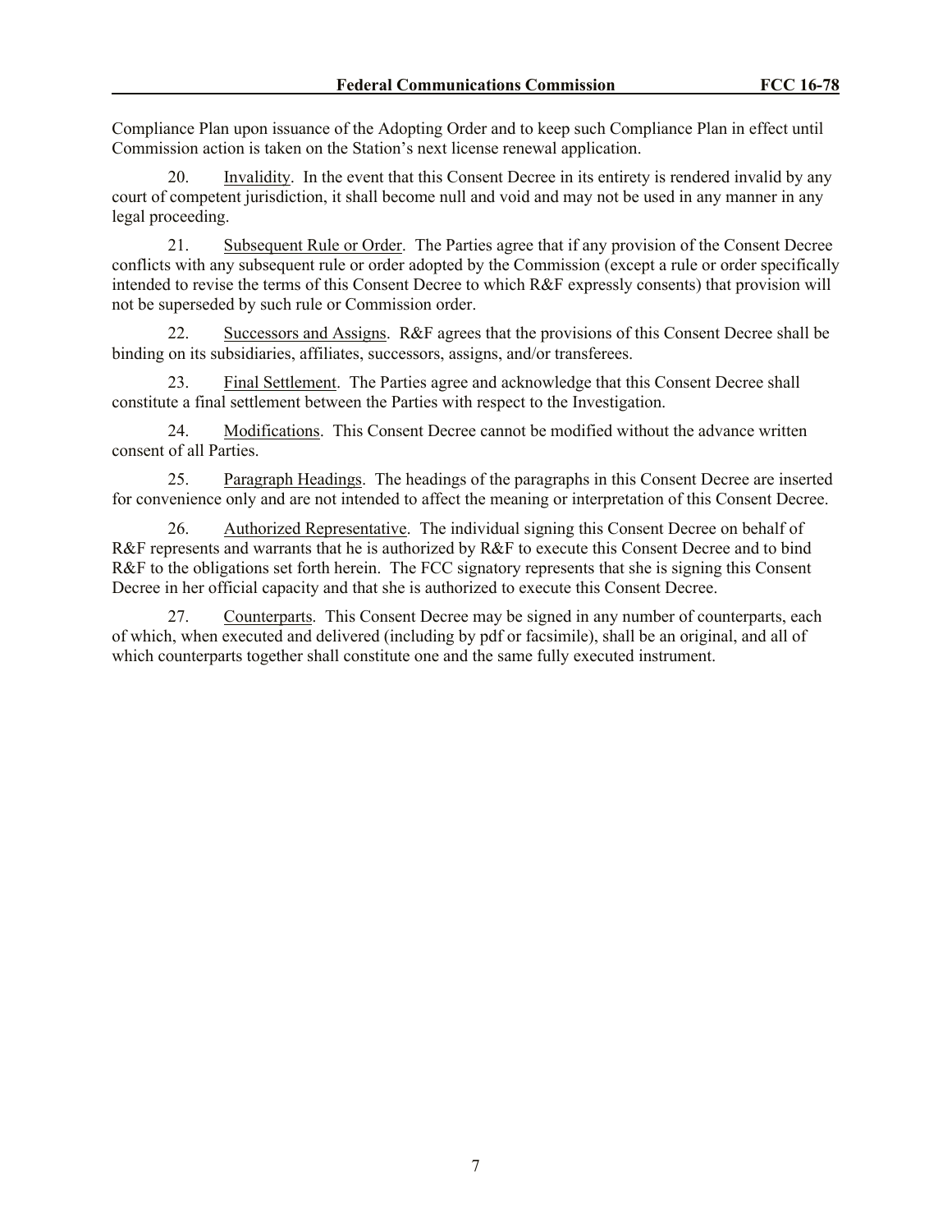Compliance Plan upon issuance of the Adopting Order and to keep such Compliance Plan in effect until Commission action is taken on the Station's next license renewal application.

20. Invalidity. In the event that this Consent Decree in its entirety is rendered invalid by any court of competent jurisdiction, it shall become null and void and may not be used in any manner in any legal proceeding.

21. Subsequent Rule or Order. The Parties agree that if any provision of the Consent Decree conflicts with any subsequent rule or order adopted by the Commission (except a rule or order specifically intended to revise the terms of this Consent Decree to which R&F expressly consents) that provision will not be superseded by such rule or Commission order.

22. Successors and Assigns. R&F agrees that the provisions of this Consent Decree shall be binding on its subsidiaries, affiliates, successors, assigns, and/or transferees.

23. Final Settlement. The Parties agree and acknowledge that this Consent Decree shall constitute a final settlement between the Parties with respect to the Investigation.

24. Modifications. This Consent Decree cannot be modified without the advance written consent of all Parties.

25. Paragraph Headings. The headings of the paragraphs in this Consent Decree are inserted for convenience only and are not intended to affect the meaning or interpretation of this Consent Decree.

26. Authorized Representative. The individual signing this Consent Decree on behalf of R&F represents and warrants that he is authorized by R&F to execute this Consent Decree and to bind R&F to the obligations set forth herein. The FCC signatory represents that she is signing this Consent Decree in her official capacity and that she is authorized to execute this Consent Decree.

27. Counterparts. This Consent Decree may be signed in any number of counterparts, each of which, when executed and delivered (including by pdf or facsimile), shall be an original, and all of which counterparts together shall constitute one and the same fully executed instrument.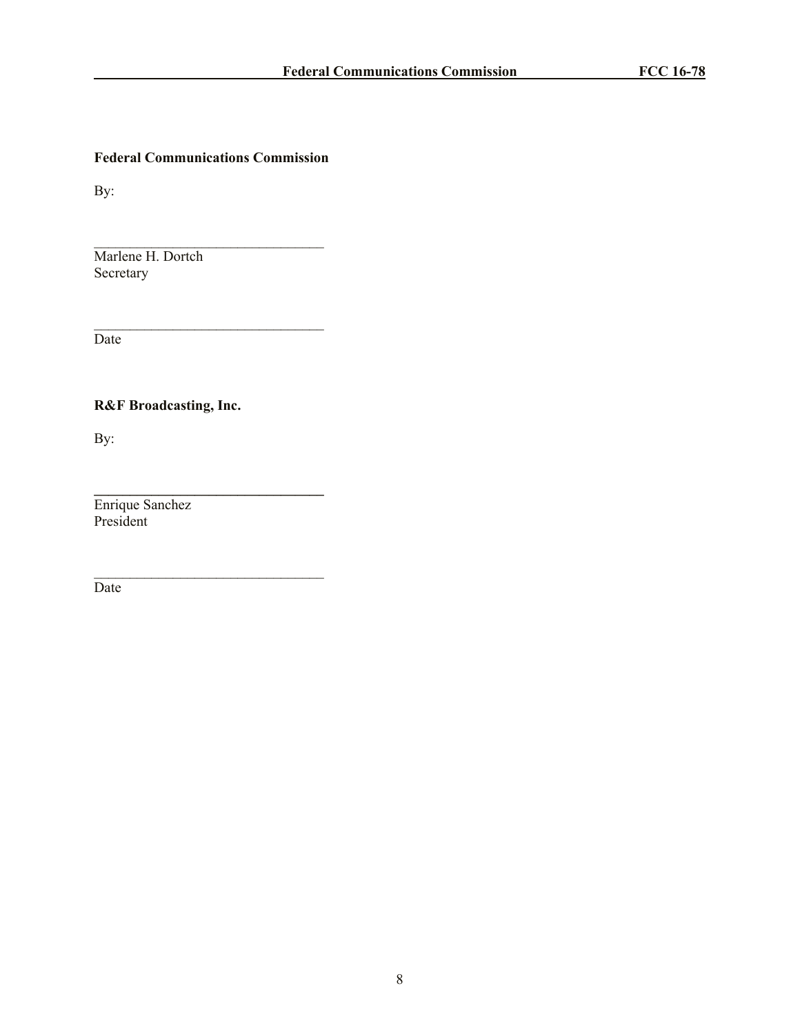**Federal Communications Commission**

By:

\_\_\_\_\_\_\_\_\_\_\_\_\_\_\_\_\_\_\_\_\_\_\_\_\_\_\_\_\_\_\_\_

Marlene H. Dortch
Secretary

\_\_\_\_\_\_\_\_\_\_\_\_\_\_\_\_\_\_\_\_\_\_\_\_\_\_\_\_\_\_\_\_

Date

**R&F Broadcasting, Inc.**

By:

\_\_\_\_\_\_\_\_\_\_\_\_\_\_\_\_\_\_\_\_\_\_\_\_\_\_\_\_\_\_\_\_

Enrique Sanchez
President

\_\_\_\_\_\_\_\_\_\_\_\_\_\_\_\_\_\_\_\_\_\_\_\_\_\_\_\_\_\_\_\_

Date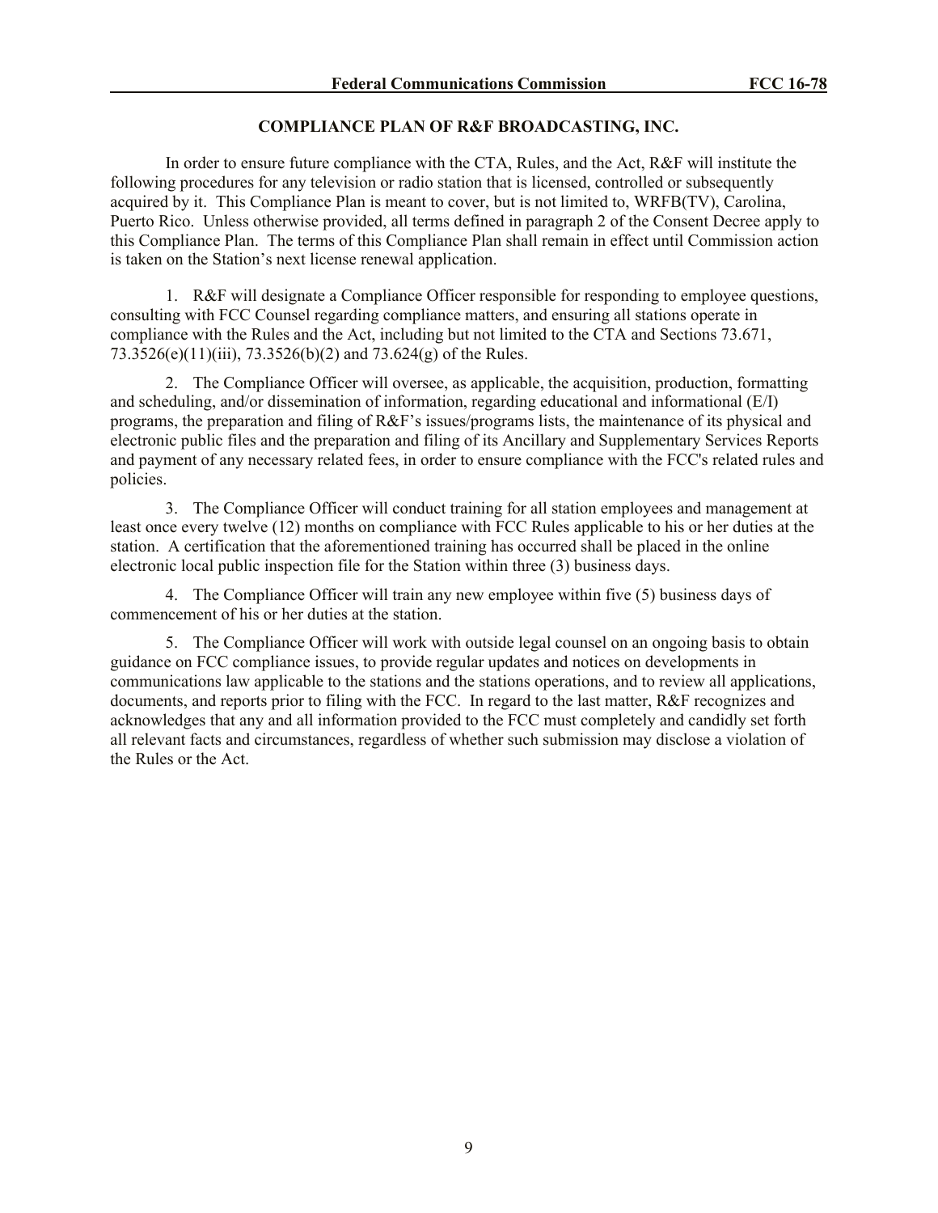## COMPLIANCE PLAN OF R&F BROADCASTING, INC.

In order to ensure future compliance with the CTA, Rules, and the Act, R&F will institute the following procedures for any television or radio station that is licensed, controlled or subsequently acquired by it. This Compliance Plan is meant to cover, but is not limited to, WRFB(TV), Carolina, Puerto Rico. Unless otherwise provided, all terms defined in paragraph 2 of the Consent Decree apply to this Compliance Plan. The terms of this Compliance Plan shall remain in effect until Commission action is taken on the Station's next license renewal application.

1. R&F will designate a Compliance Officer responsible for responding to employee questions, consulting with FCC Counsel regarding compliance matters, and ensuring all stations operate in compliance with the Rules and the Act, including but not limited to the CTA and Sections 73.671, 73.3526(e)(11)(iii), 73.3526(b)(2) and 73.624(g) of the Rules.

2. The Compliance Officer will oversee, as applicable, the acquisition, production, formatting and scheduling, and/or dissemination of information, regarding educational and informational (E/I) programs, the preparation and filing of R&F's issues/programs lists, the maintenance of its physical and electronic public files and the preparation and filing of its Ancillary and Supplementary Services Reports and payment of any necessary related fees, in order to ensure compliance with the FCC's related rules and policies.

3. The Compliance Officer will conduct training for all station employees and management at least once every twelve (12) months on compliance with FCC Rules applicable to his or her duties at the station. A certification that the aforementioned training has occurred shall be placed in the online electronic local public inspection file for the Station within three (3) business days.

4. The Compliance Officer will train any new employee within five (5) business days of commencement of his or her duties at the station.

5. The Compliance Officer will work with outside legal counsel on an ongoing basis to obtain guidance on FCC compliance issues, to provide regular updates and notices on developments in communications law applicable to the stations and the stations operations, and to review all applications, documents, and reports prior to filing with the FCC. In regard to the last matter, R&F recognizes and acknowledges that any and all information provided to the FCC must completely and candidly set forth all relevant facts and circumstances, regardless of whether such submission may disclose a violation of the Rules or the Act.